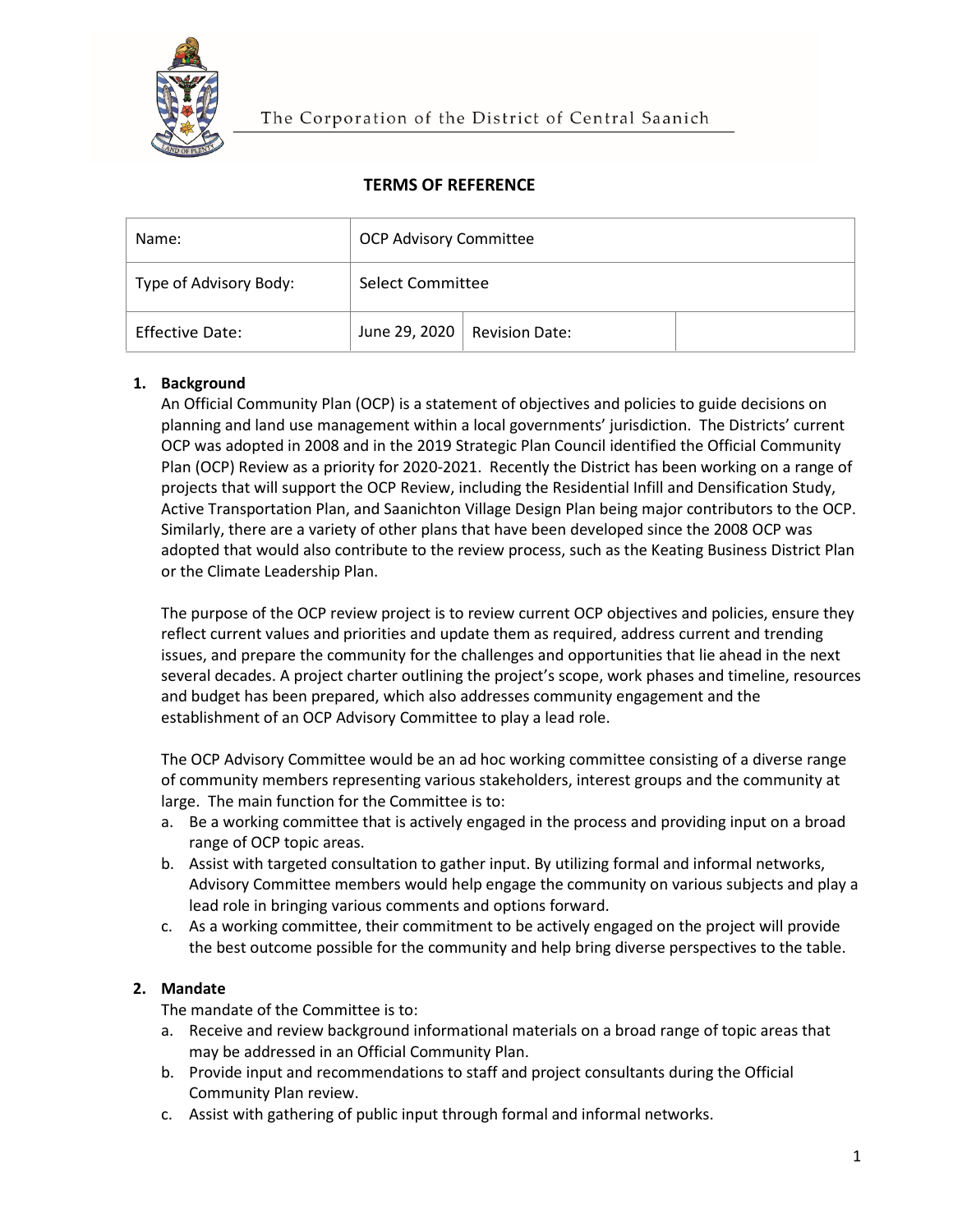The Corporation of the District of Central Saanich

# TERMS OF REFERENCE

| Name: | OCP Advisory Committee | | |
|---|---|---|---|
| Type of Advisory Body: | Select Committee | | |
| Effective Date: | June 29, 2020 | Revision Date: | |

## 1. Background

An Official Community Plan (OCP) is a statement of objectives and policies to guide decisions on planning and land use management within a local governments' jurisdiction. The Districts' current OCP was adopted in 2008 and in the 2019 Strategic Plan Council identified the Official Community Plan (OCP) Review as a priority for 2020-2021. Recently the District has been working on a range of projects that will support the OCP Review, including the Residential Infill and Densification Study, Active Transportation Plan, and Saanichton Village Design Plan being major contributors to the OCP. Similarly, there are a variety of other plans that have been developed since the 2008 OCP was adopted that would also contribute to the review process, such as the Keating Business District Plan or the Climate Leadership Plan.

The purpose of the OCP review project is to review current OCP objectives and policies, ensure they reflect current values and priorities and update them as required, address current and trending issues, and prepare the community for the challenges and opportunities that lie ahead in the next several decades. A project charter outlining the project's scope, work phases and timeline, resources and budget has been prepared, which also addresses community engagement and the establishment of an OCP Advisory Committee to play a lead role.

The OCP Advisory Committee would be an ad hoc working committee consisting of a diverse range of community members representing various stakeholders, interest groups and the community at large. The main function for the Committee is to:

a. Be a working committee that is actively engaged in the process and providing input on a broad range of OCP topic areas.
b. Assist with targeted consultation to gather input. By utilizing formal and informal networks, Advisory Committee members would help engage the community on various subjects and play a lead role in bringing various comments and options forward.
c. As a working committee, their commitment to be actively engaged on the project will provide the best outcome possible for the community and help bring diverse perspectives to the table.

## 2. Mandate

The mandate of the Committee is to:

a. Receive and review background informational materials on a broad range of topic areas that may be addressed in an Official Community Plan.
b. Provide input and recommendations to staff and project consultants during the Official Community Plan review.
c. Assist with gathering of public input through formal and informal networks.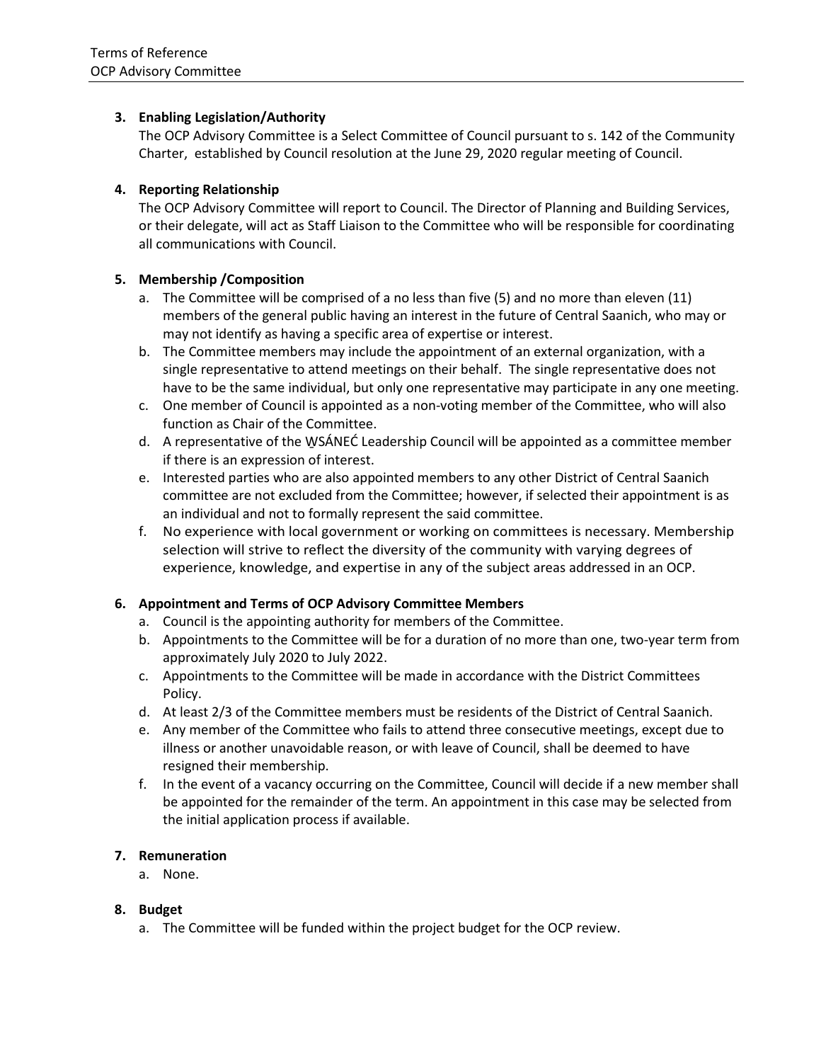### 3. Enabling Legislation/Authority

The OCP Advisory Committee is a Select Committee of Council pursuant to s. 142 of the Community Charter, established by Council resolution at the June 29, 2020 regular meeting of Council.

### 4. Reporting Relationship

The OCP Advisory Committee will report to Council. The Director of Planning and Building Services, or their delegate, will act as Staff Liaison to the Committee who will be responsible for coordinating all communications with Council.

### 5. Membership /Composition

a. The Committee will be comprised of a no less than five (5) and no more than eleven (11) members of the general public having an interest in the future of Central Saanich, who may or may not identify as having a specific area of expertise or interest.

b. The Committee members may include the appointment of an external organization, with a single representative to attend meetings on their behalf. The single representative does not have to be the same individual, but only one representative may participate in any one meeting.

c. One member of Council is appointed as a non-voting member of the Committee, who will also function as Chair of the Committee.

d. A representative of the W̱SÁNEĆ Leadership Council will be appointed as a committee member if there is an expression of interest.

e. Interested parties who are also appointed members to any other District of Central Saanich committee are not excluded from the Committee; however, if selected their appointment is as an individual and not to formally represent the said committee.

f. No experience with local government or working on committees is necessary. Membership selection will strive to reflect the diversity of the community with varying degrees of experience, knowledge, and expertise in any of the subject areas addressed in an OCP.

### 6. Appointment and Terms of OCP Advisory Committee Members

a. Council is the appointing authority for members of the Committee.

b. Appointments to the Committee will be for a duration of no more than one, two-year term from approximately July 2020 to July 2022.

c. Appointments to the Committee will be made in accordance with the District Committees Policy.

d. At least 2/3 of the Committee members must be residents of the District of Central Saanich.

e. Any member of the Committee who fails to attend three consecutive meetings, except due to illness or another unavoidable reason, or with leave of Council, shall be deemed to have resigned their membership.

f. In the event of a vacancy occurring on the Committee, Council will decide if a new member shall be appointed for the remainder of the term. An appointment in this case may be selected from the initial application process if available.

### 7. Remuneration

a. None.

### 8. Budget

a. The Committee will be funded within the project budget for the OCP review.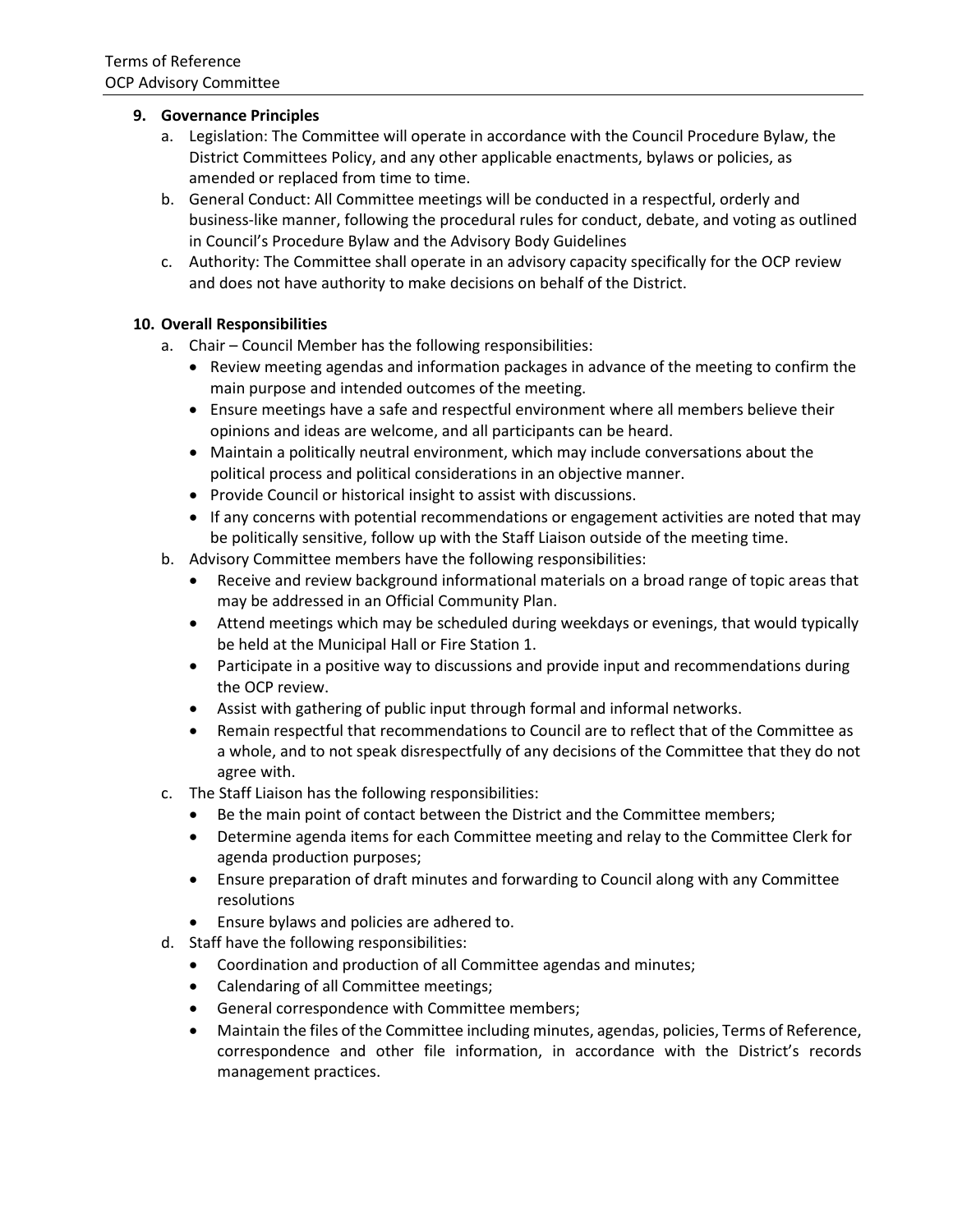**9. Governance Principles**

a. Legislation: The Committee will operate in accordance with the Council Procedure Bylaw, the District Committees Policy, and any other applicable enactments, bylaws or policies, as amended or replaced from time to time.

b. General Conduct: All Committee meetings will be conducted in a respectful, orderly and business-like manner, following the procedural rules for conduct, debate, and voting as outlined in Council's Procedure Bylaw and the Advisory Body Guidelines

c. Authority: The Committee shall operate in an advisory capacity specifically for the OCP review and does not have authority to make decisions on behalf of the District.

**10. Overall Responsibilities**

a. Chair – Council Member has the following responsibilities:
   - Review meeting agendas and information packages in advance of the meeting to confirm the main purpose and intended outcomes of the meeting.
   - Ensure meetings have a safe and respectful environment where all members believe their opinions and ideas are welcome, and all participants can be heard.
   - Maintain a politically neutral environment, which may include conversations about the political process and political considerations in an objective manner.
   - Provide Council or historical insight to assist with discussions.
   - If any concerns with potential recommendations or engagement activities are noted that may be politically sensitive, follow up with the Staff Liaison outside of the meeting time.

b. Advisory Committee members have the following responsibilities:
   - Receive and review background informational materials on a broad range of topic areas that may be addressed in an Official Community Plan.
   - Attend meetings which may be scheduled during weekdays or evenings, that would typically be held at the Municipal Hall or Fire Station 1.
   - Participate in a positive way to discussions and provide input and recommendations during the OCP review.
   - Assist with gathering of public input through formal and informal networks.
   - Remain respectful that recommendations to Council are to reflect that of the Committee as a whole, and to not speak disrespectfully of any decisions of the Committee that they do not agree with.

c. The Staff Liaison has the following responsibilities:
   - Be the main point of contact between the District and the Committee members;
   - Determine agenda items for each Committee meeting and relay to the Committee Clerk for agenda production purposes;
   - Ensure preparation of draft minutes and forwarding to Council along with any Committee resolutions
   - Ensure bylaws and policies are adhered to.

d. Staff have the following responsibilities:
   - Coordination and production of all Committee agendas and minutes;
   - Calendaring of all Committee meetings;
   - General correspondence with Committee members;
   - Maintain the files of the Committee including minutes, agendas, policies, Terms of Reference, correspondence and other file information, in accordance with the District's records management practices.